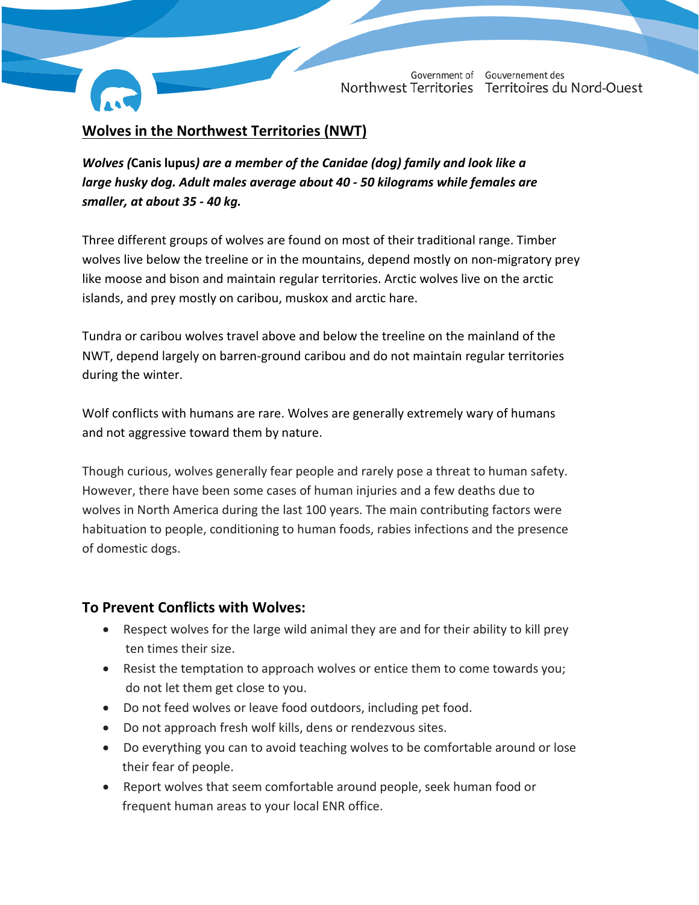Government of Northwest Territories Gouvernement des Territoires du Nord-Ouest

# Wolves in the Northwest Territories (NWT)

***Wolves (*Canis lupus*) are a member of the Canidae (dog) family and look like a large husky dog. Adult males average about 40 - 50 kilograms while females are smaller, at about 35 - 40 kg.***

Three different groups of wolves are found on most of their traditional range. Timber wolves live below the treeline or in the mountains, depend mostly on non-migratory prey like moose and bison and maintain regular territories. Arctic wolves live on the arctic islands, and prey mostly on caribou, muskox and arctic hare.

Tundra or caribou wolves travel above and below the treeline on the mainland of the NWT, depend largely on barren-ground caribou and do not maintain regular territories during the winter.

Wolf conflicts with humans are rare. Wolves are generally extremely wary of humans and not aggressive toward them by nature.

Though curious, wolves generally fear people and rarely pose a threat to human safety. However, there have been some cases of human injuries and a few deaths due to wolves in North America during the last 100 years. The main contributing factors were habituation to people, conditioning to human foods, rabies infections and the presence of domestic dogs.

## To Prevent Conflicts with Wolves:

- Respect wolves for the large wild animal they are and for their ability to kill prey ten times their size.
- Resist the temptation to approach wolves or entice them to come towards you; do not let them get close to you.
- Do not feed wolves or leave food outdoors, including pet food.
- Do not approach fresh wolf kills, dens or rendezvous sites.
- Do everything you can to avoid teaching wolves to be comfortable around or lose their fear of people.
- Report wolves that seem comfortable around people, seek human food or frequent human areas to your local ENR office.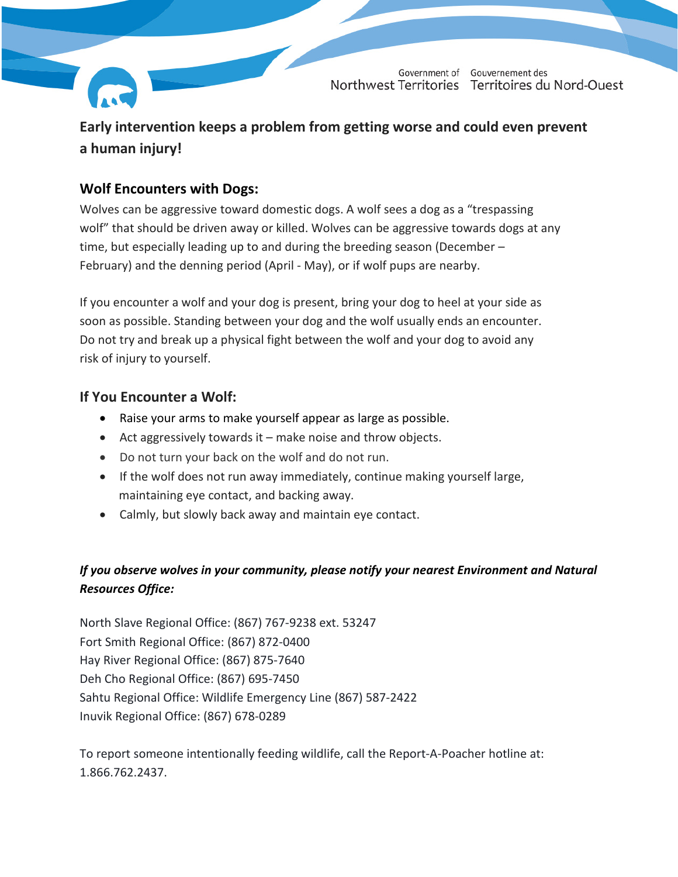**Early intervention keeps a problem from getting worse and could even prevent a human injury!**

## Wolf Encounters with Dogs:

Wolves can be aggressive toward domestic dogs. A wolf sees a dog as a "trespassing wolf" that should be driven away or killed. Wolves can be aggressive towards dogs at any time, but especially leading up to and during the breeding season (December – February) and the denning period (April - May), or if wolf pups are nearby.

If you encounter a wolf and your dog is present, bring your dog to heel at your side as soon as possible. Standing between your dog and the wolf usually ends an encounter. Do not try and break up a physical fight between the wolf and your dog to avoid any risk of injury to yourself.

## If You Encounter a Wolf:

- Raise your arms to make yourself appear as large as possible.
- Act aggressively towards it – make noise and throw objects.
- Do not turn your back on the wolf and do not run.
- If the wolf does not run away immediately, continue making yourself large, maintaining eye contact, and backing away.
- Calmly, but slowly back away and maintain eye contact.

***If you observe wolves in your community, please notify your nearest Environment and Natural Resources Office:***

North Slave Regional Office: (867) 767-9238 ext. 53247
Fort Smith Regional Office: (867) 872-0400
Hay River Regional Office: (867) 875-7640
Deh Cho Regional Office: (867) 695-7450
Sahtu Regional Office: Wildlife Emergency Line (867) 587-2422
Inuvik Regional Office: (867) 678-0289

To report someone intentionally feeding wildlife, call the Report-A-Poacher hotline at: 1.866.762.2437.